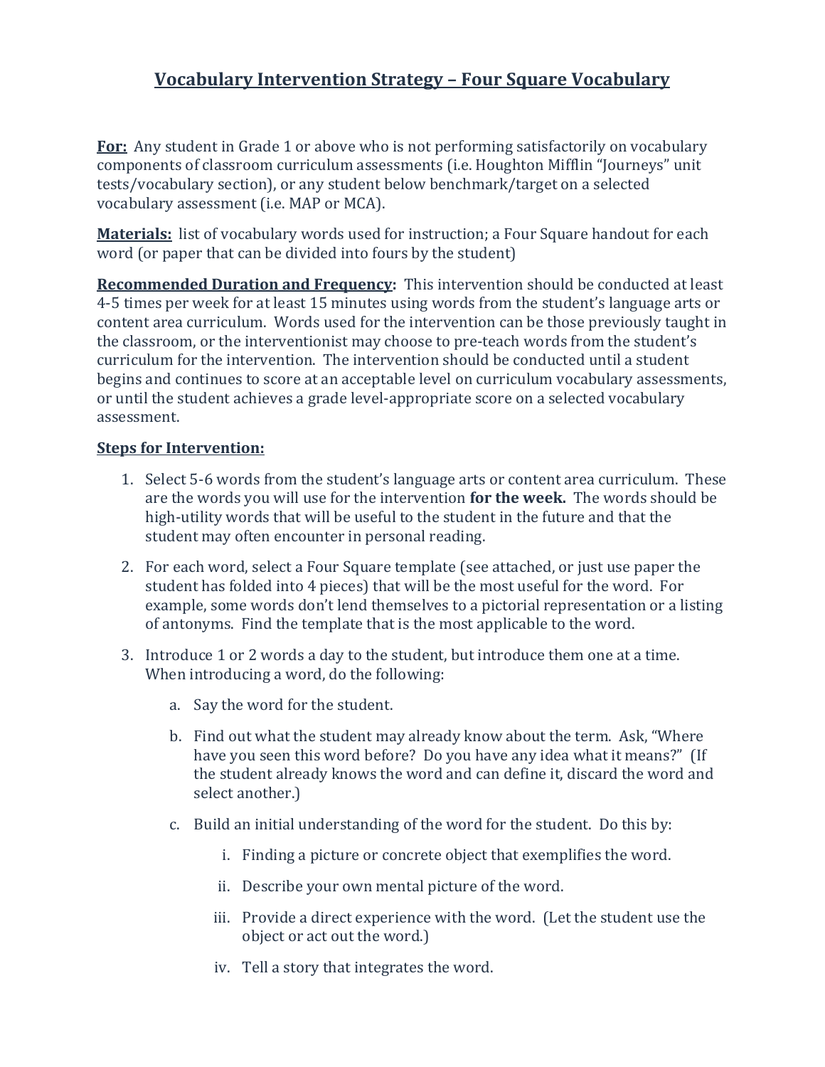# Vocabulary Intervention Strategy – Four Square Vocabulary

**For:** Any student in Grade 1 or above who is not performing satisfactorily on vocabulary components of classroom curriculum assessments (i.e. Houghton Mifflin "Journeys" unit tests/vocabulary section), or any student below benchmark/target on a selected vocabulary assessment (i.e. MAP or MCA).

**Materials:** list of vocabulary words used for instruction; a Four Square handout for each word (or paper that can be divided into fours by the student)

**Recommended Duration and Frequency:** This intervention should be conducted at least 4-5 times per week for at least 15 minutes using words from the student's language arts or content area curriculum. Words used for the intervention can be those previously taught in the classroom, or the interventionist may choose to pre-teach words from the student's curriculum for the intervention. The intervention should be conducted until a student begins and continues to score at an acceptable level on curriculum vocabulary assessments, or until the student achieves a grade level-appropriate score on a selected vocabulary assessment.

**Steps for Intervention:**

1. Select 5-6 words from the student's language arts or content area curriculum. These are the words you will use for the intervention **for the week.** The words should be high-utility words that will be useful to the student in the future and that the student may often encounter in personal reading.

2. For each word, select a Four Square template (see attached, or just use paper the student has folded into 4 pieces) that will be the most useful for the word. For example, some words don't lend themselves to a pictorial representation or a listing of antonyms. Find the template that is the most applicable to the word.

3. Introduce 1 or 2 words a day to the student, but introduce them one at a time. When introducing a word, do the following:

   a. Say the word for the student.

   b. Find out what the student may already know about the term. Ask, "Where have you seen this word before? Do you have any idea what it means?" (If the student already knows the word and can define it, discard the word and select another.)

   c. Build an initial understanding of the word for the student. Do this by:

      i. Finding a picture or concrete object that exemplifies the word.

      ii. Describe your own mental picture of the word.

      iii. Provide a direct experience with the word. (Let the student use the object or act out the word.)

      iv. Tell a story that integrates the word.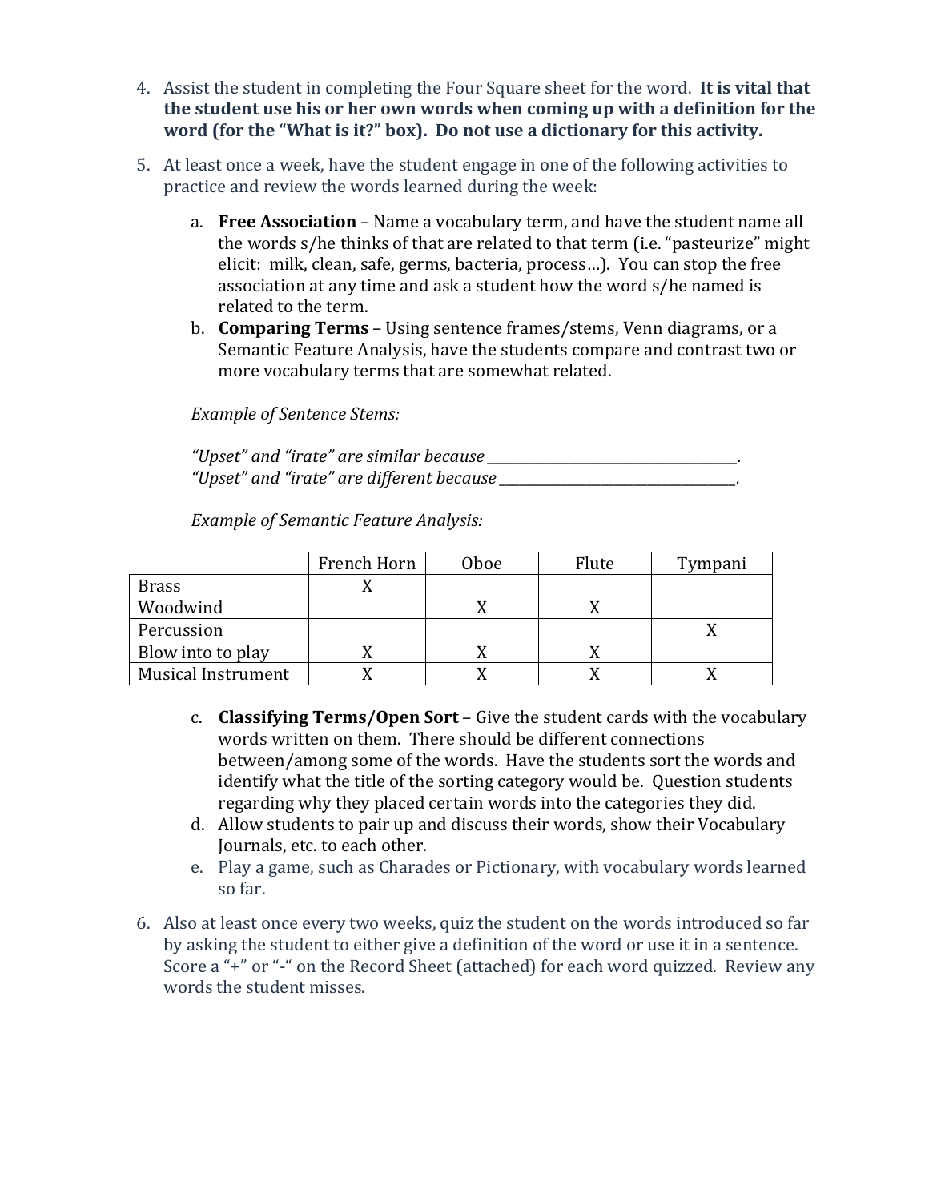4. Assist the student in completing the Four Square sheet for the word. **It is vital that the student use his or her own words when coming up with a definition for the word (for the "What is it?" box). Do not use a dictionary for this activity.**

5. At least once a week, have the student engage in one of the following activities to practice and review the words learned during the week:

    a. **Free Association** – Name a vocabulary term, and have the student name all the words s/he thinks of that are related to that term (i.e. "pasteurize" might elicit: milk, clean, safe, germs, bacteria, process…). You can stop the free association at any time and ask a student how the word s/he named is related to the term.

    b. **Comparing Terms** – Using sentence frames/stems, Venn diagrams, or a Semantic Feature Analysis, have the students compare and contrast two or more vocabulary terms that are somewhat related.

    *Example of Sentence Stems:*

    *"Upset" and "irate" are similar because ___________________________________.*
    *"Upset" and "irate" are different because __________________________________.*

    *Example of Semantic Feature Analysis:*

    | | French Horn | Oboe | Flute | Tympani |
    |---|---|---|---|---|
    | Brass | X | | | |
    | Woodwind | | X | X | |
    | Percussion | | | | X |
    | Blow into to play | X | X | X | |
    | Musical Instrument | X | X | X | X |

    c. **Classifying Terms/Open Sort** – Give the student cards with the vocabulary words written on them. There should be different connections between/among some of the words. Have the students sort the words and identify what the title of the sorting category would be. Question students regarding why they placed certain words into the categories they did.

    d. Allow students to pair up and discuss their words, show their Vocabulary Journals, etc. to each other.

    e. Play a game, such as Charades or Pictionary, with vocabulary words learned so far.

6. Also at least once every two weeks, quiz the student on the words introduced so far by asking the student to either give a definition of the word or use it in a sentence. Score a "+" or "-" on the Record Sheet (attached) for each word quizzed. Review any words the student misses.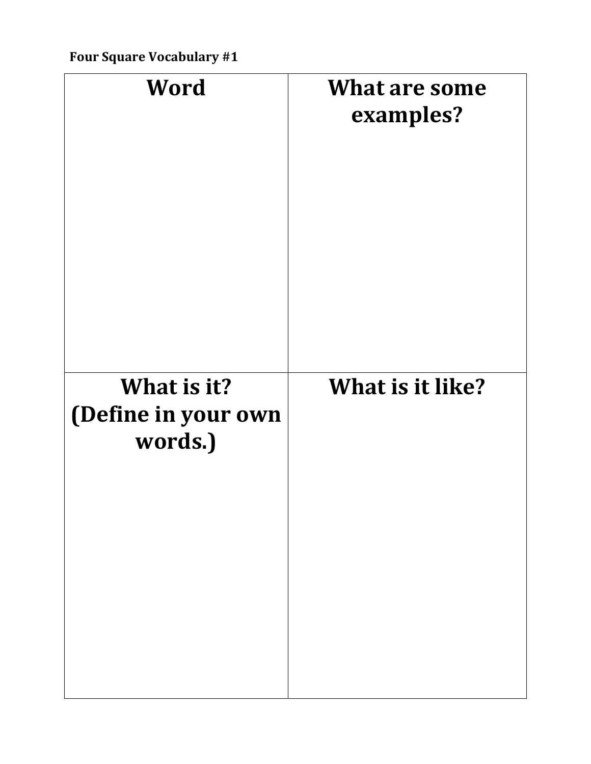**Four Square Vocabulary #1**

| Word | What are some examples? |
| --- | --- |
| | |
| **What is it? (Define in your own words.)** | **What is it like?** |
| | |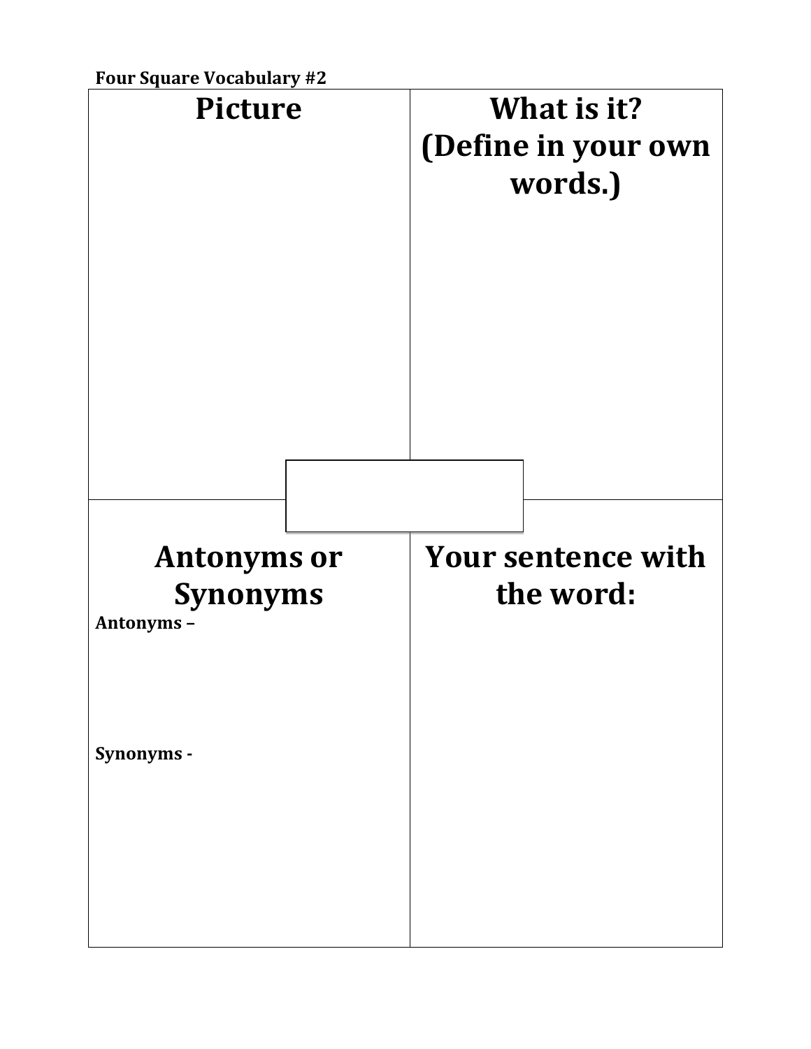**Four Square Vocabulary #2**

| Picture | What is it? (Define in your own words.) |
| --- | --- |
| | |

| Antonyms or Synonyms | Your sentence with the word: |
| --- | --- |
| **Antonyms –** <br><br> **Synonyms -** | |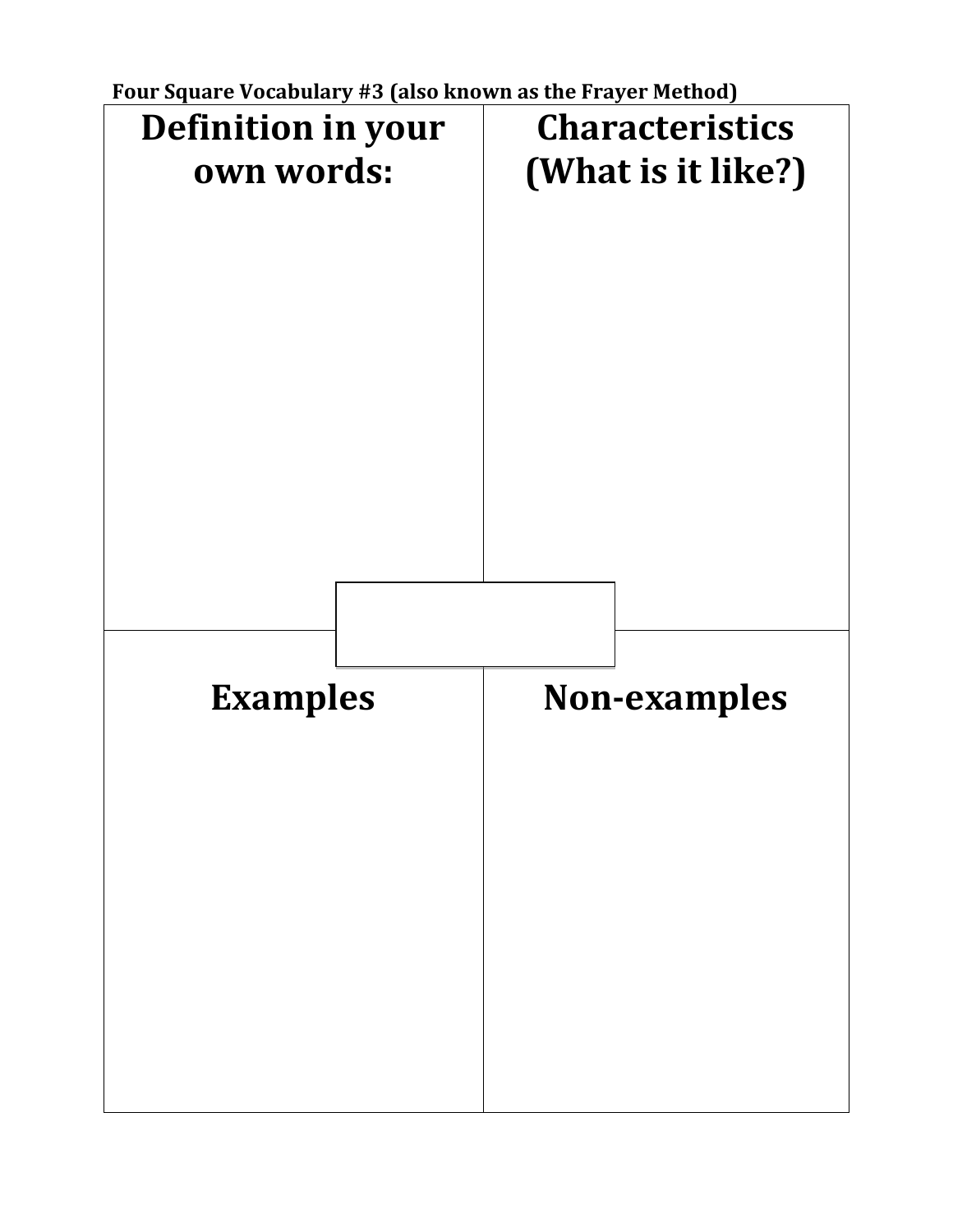**Four Square Vocabulary #3 (also known as the Frayer Method)**

| Definition in your own words: | Characteristics (What is it like?) |
| --- | --- |
| | |
| **Examples** | **Non-examples** |
| | |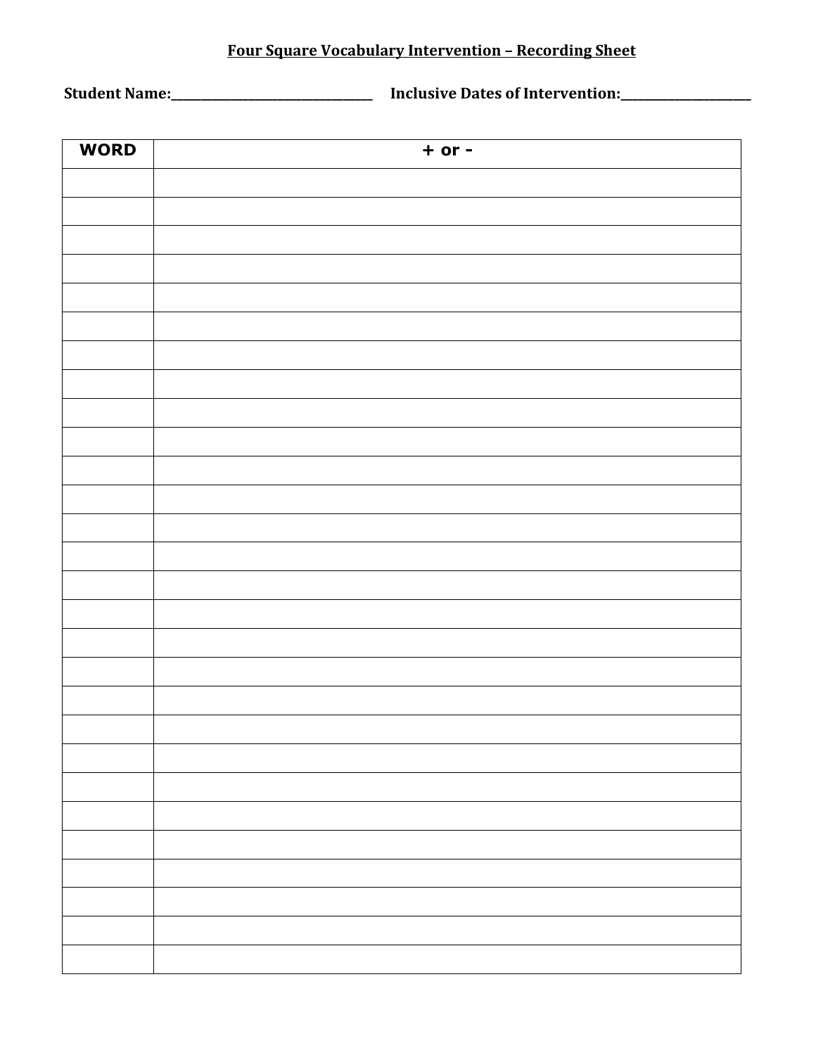**Four Square Vocabulary Intervention – Recording Sheet**

**Student Name:_______________________________ Inclusive Dates of Intervention:____________________**

| WORD | + or - |
|---|---|
| | |
| | |
| | |
| | |
| | |
| | |
| | |
| | |
| | |
| | |
| | |
| | |
| | |
| | |
| | |
| | |
| | |
| | |
| | |
| | |
| | |
| | |
| | |
| | |
| | |
| | |
| | |
| | |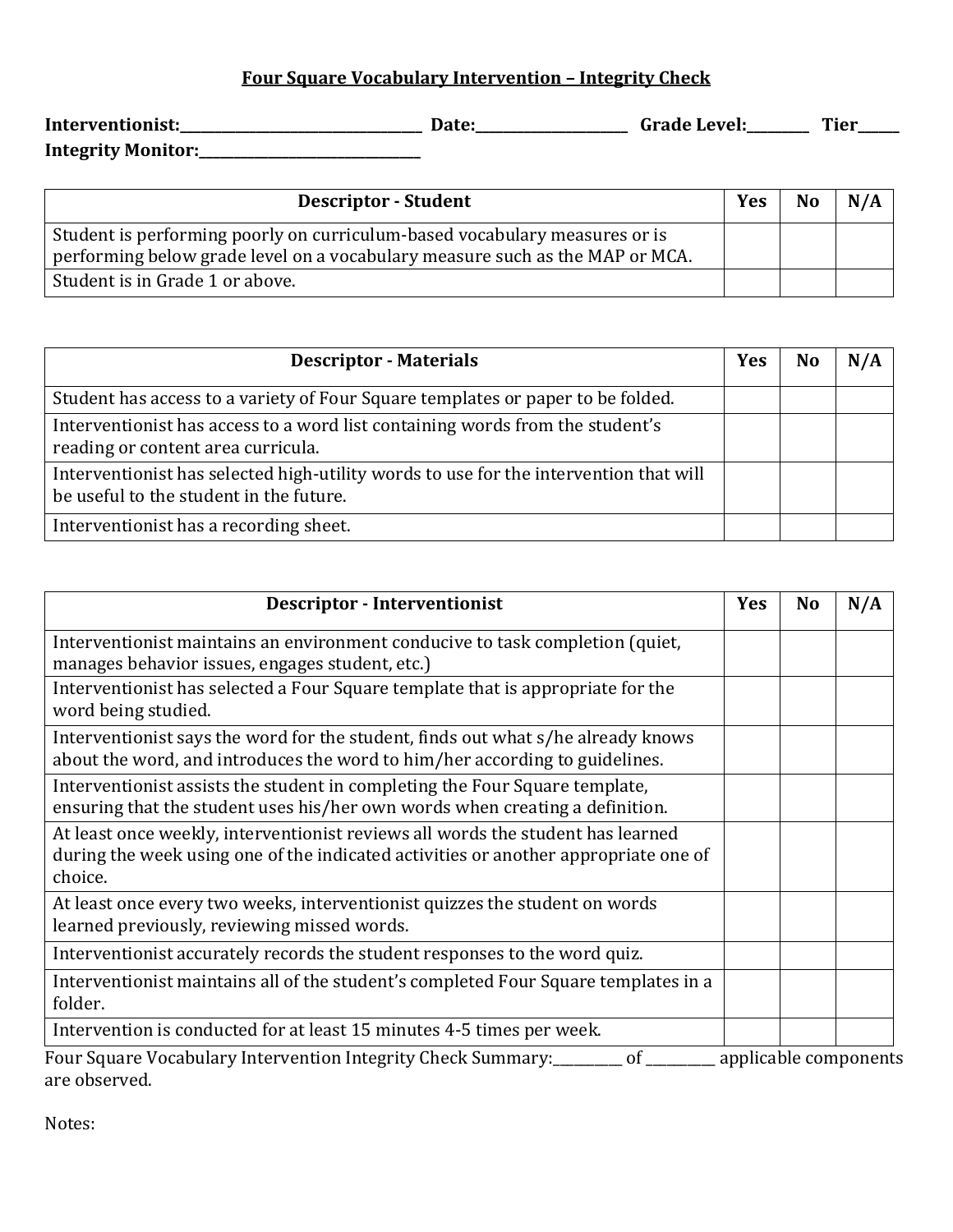## Four Square Vocabulary Intervention – Integrity Check

**Interventionist:**________________________________ **Date:**____________________ **Grade Level:**________ **Tier**______
**Integrity Monitor:**____________________________

| Descriptor - Student | Yes | No | N/A |
|---|---|---|---|
| Student is performing poorly on curriculum-based vocabulary measures or is performing below grade level on a vocabulary measure such as the MAP or MCA. | | | |
| Student is in Grade 1 or above. | | | |

| Descriptor - Materials | Yes | No | N/A |
|---|---|---|---|
| Student has access to a variety of Four Square templates or paper to be folded. | | | |
| Interventionist has access to a word list containing words from the student's reading or content area curricula. | | | |
| Interventionist has selected high-utility words to use for the intervention that will be useful to the student in the future. | | | |
| Interventionist has a recording sheet. | | | |

| Descriptor - Interventionist | Yes | No | N/A |
|---|---|---|---|
| Interventionist maintains an environment conducive to task completion (quiet, manages behavior issues, engages student, etc.) | | | |
| Interventionist has selected a Four Square template that is appropriate for the word being studied. | | | |
| Interventionist says the word for the student, finds out what s/he already knows about the word, and introduces the word to him/her according to guidelines. | | | |
| Interventionist assists the student in completing the Four Square template, ensuring that the student uses his/her own words when creating a definition. | | | |
| At least once weekly, interventionist reviews all words the student has learned during the week using one of the indicated activities or another appropriate one of choice. | | | |
| At least once every two weeks, interventionist quizzes the student on words learned previously, reviewing missed words. | | | |
| Interventionist accurately records the student responses to the word quiz. | | | |
| Interventionist maintains all of the student's completed Four Square templates in a folder. | | | |
| Intervention is conducted for at least 15 minutes 4-5 times per week. | | | |

Four Square Vocabulary Intervention Integrity Check Summary:_________ of _________ applicable components are observed.

Notes: